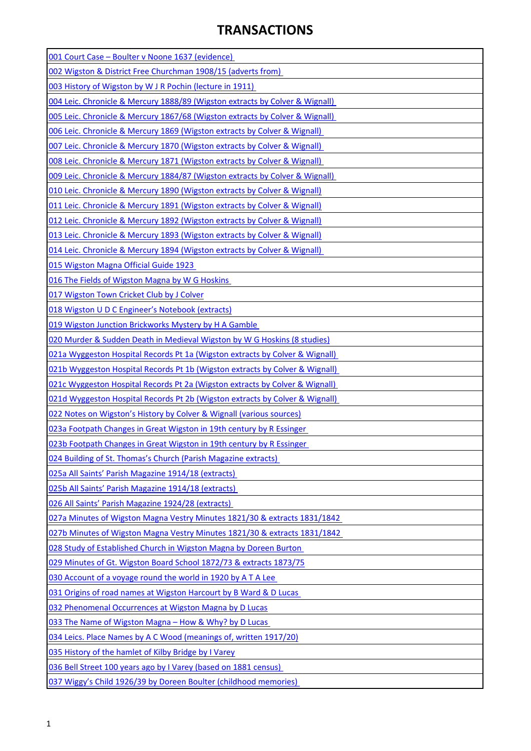# TRANSACTIONS

| |
|---|
| 001 Court Case – Boulter v Noone 1637 (evidence) |
| 002 Wigston & District Free Churchman 1908/15 (adverts from) |
| 003 History of Wigston by W J R Pochin (lecture in 1911) |
| 004 Leic. Chronicle & Mercury 1888/89 (Wigston extracts by Colver & Wignall) |
| 005 Leic. Chronicle & Mercury 1867/68 (Wigston extracts by Colver & Wignall) |
| 006 Leic. Chronicle & Mercury 1869 (Wigston extracts by Colver & Wignall) |
| 007 Leic. Chronicle & Mercury 1870 (Wigston extracts by Colver & Wignall) |
| 008 Leic. Chronicle & Mercury 1871 (Wigston extracts by Colver & Wignall) |
| 009 Leic. Chronicle & Mercury 1884/87 (Wigston extracts by Colver & Wignall) |
| 010 Leic. Chronicle & Mercury 1890 (Wigston extracts by Colver & Wignall) |
| 011 Leic. Chronicle & Mercury 1891 (Wigston extracts by Colver & Wignall) |
| 012 Leic. Chronicle & Mercury 1892 (Wigston extracts by Colver & Wignall) |
| 013 Leic. Chronicle & Mercury 1893 (Wigston extracts by Colver & Wignall) |
| 014 Leic. Chronicle & Mercury 1894 (Wigston extracts by Colver & Wignall) |
| 015 Wigston Magna Official Guide 1923 |
| 016 The Fields of Wigston Magna by W G Hoskins |
| 017 Wigston Town Cricket Club by J Colver |
| 018 Wigston U D C Engineer's Notebook (extracts) |
| 019 Wigston Junction Brickworks Mystery by H A Gamble |
| 020 Murder & Sudden Death in Medieval Wigston by W G Hoskins (8 studies) |
| 021a Wyggeston Hospital Records Pt 1a (Wigston extracts by Colver & Wignall) |
| 021b Wyggeston Hospital Records Pt 1b (Wigston extracts by Colver & Wignall) |
| 021c Wyggeston Hospital Records Pt 2a (Wigston extracts by Colver & Wignall) |
| 021d Wyggeston Hospital Records Pt 2b (Wigston extracts by Colver & Wignall) |
| 022 Notes on Wigston's History by Colver & Wignall (various sources) |
| 023a Footpath Changes in Great Wigston in 19th century by R Essinger |
| 023b Footpath Changes in Great Wigston in 19th century by R Essinger |
| 024 Building of St. Thomas's Church (Parish Magazine extracts) |
| 025a All Saints' Parish Magazine 1914/18 (extracts) |
| 025b All Saints' Parish Magazine 1914/18 (extracts) |
| 026 All Saints' Parish Magazine 1924/28 (extracts) |
| 027a Minutes of Wigston Magna Vestry Minutes 1821/30 & extracts 1831/1842 |
| 027b Minutes of Wigston Magna Vestry Minutes 1821/30 & extracts 1831/1842 |
| 028 Study of Established Church in Wigston Magna by Doreen Burton |
| 029 Minutes of Gt. Wigston Board School 1872/73 & extracts 1873/75 |
| 030 Account of a voyage round the world in 1920 by A T A Lee |
| 031 Origins of road names at Wigston Harcourt by B Ward & D Lucas |
| 032 Phenomenal Occurrences at Wigston Magna by D Lucas |
| 033 The Name of Wigston Magna – How & Why? by D Lucas |
| 034 Leics. Place Names by A C Wood (meanings of, written 1917/20) |
| 035 History of the hamlet of Kilby Bridge by I Varey |
| 036 Bell Street 100 years ago by I Varey (based on 1881 census) |
| 037 Wiggy's Child 1926/39 by Doreen Boulter (childhood memories) |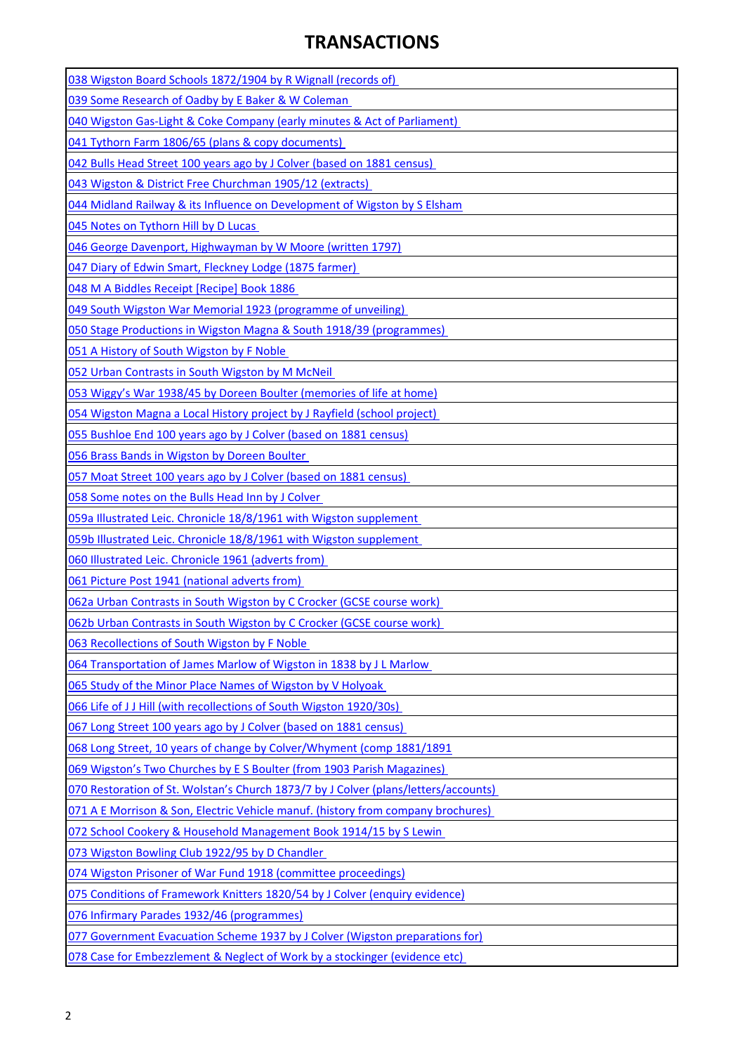# TRANSACTIONS

| |
|---|
| 038 Wigston Board Schools 1872/1904 by R Wignall (records of) |
| 039 Some Research of Oadby by E Baker & W Coleman |
| 040 Wigston Gas-Light & Coke Company (early minutes & Act of Parliament) |
| 041 Tythorn Farm 1806/65 (plans & copy documents) |
| 042 Bulls Head Street 100 years ago by J Colver (based on 1881 census) |
| 043 Wigston & District Free Churchman 1905/12 (extracts) |
| 044 Midland Railway & its Influence on Development of Wigston by S Elsham |
| 045 Notes on Tythorn Hill by D Lucas |
| 046 George Davenport, Highwayman by W Moore (written 1797) |
| 047 Diary of Edwin Smart, Fleckney Lodge (1875 farmer) |
| 048 M A Biddles Receipt [Recipe] Book 1886 |
| 049 South Wigston War Memorial 1923 (programme of unveiling) |
| 050 Stage Productions in Wigston Magna & South 1918/39 (programmes) |
| 051 A History of South Wigston by F Noble |
| 052 Urban Contrasts in South Wigston by M McNeil |
| 053 Wiggy's War 1938/45 by Doreen Boulter (memories of life at home) |
| 054 Wigston Magna a Local History project by J Rayfield (school project) |
| 055 Bushloe End 100 years ago by J Colver (based on 1881 census) |
| 056 Brass Bands in Wigston by Doreen Boulter |
| 057 Moat Street 100 years ago by J Colver (based on 1881 census) |
| 058 Some notes on the Bulls Head Inn by J Colver |
| 059a Illustrated Leic. Chronicle 18/8/1961 with Wigston supplement |
| 059b Illustrated Leic. Chronicle 18/8/1961 with Wigston supplement |
| 060 Illustrated Leic. Chronicle 1961 (adverts from) |
| 061 Picture Post 1941 (national adverts from) |
| 062a Urban Contrasts in South Wigston by C Crocker (GCSE course work) |
| 062b Urban Contrasts in South Wigston by C Crocker (GCSE course work) |
| 063 Recollections of South Wigston by F Noble |
| 064 Transportation of James Marlow of Wigston in 1838 by J L Marlow |
| 065 Study of the Minor Place Names of Wigston by V Holyoak |
| 066 Life of J J Hill (with recollections of South Wigston 1920/30s) |
| 067 Long Street 100 years ago by J Colver (based on 1881 census) |
| 068 Long Street, 10 years of change by Colver/Whyment (comp 1881/1891 |
| 069 Wigston's Two Churches by E S Boulter (from 1903 Parish Magazines) |
| 070 Restoration of St. Wolstan's Church 1873/7 by J Colver (plans/letters/accounts) |
| 071 A E Morrison & Son, Electric Vehicle manuf. (history from company brochures) |
| 072 School Cookery & Household Management Book 1914/15 by S Lewin |
| 073 Wigston Bowling Club 1922/95 by D Chandler |
| 074 Wigston Prisoner of War Fund 1918 (committee proceedings) |
| 075 Conditions of Framework Knitters 1820/54 by J Colver (enquiry evidence) |
| 076 Infirmary Parades 1932/46 (programmes) |
| 077 Government Evacuation Scheme 1937 by J Colver (Wigston preparations for) |
| 078 Case for Embezzlement & Neglect of Work by a stockinger (evidence etc) |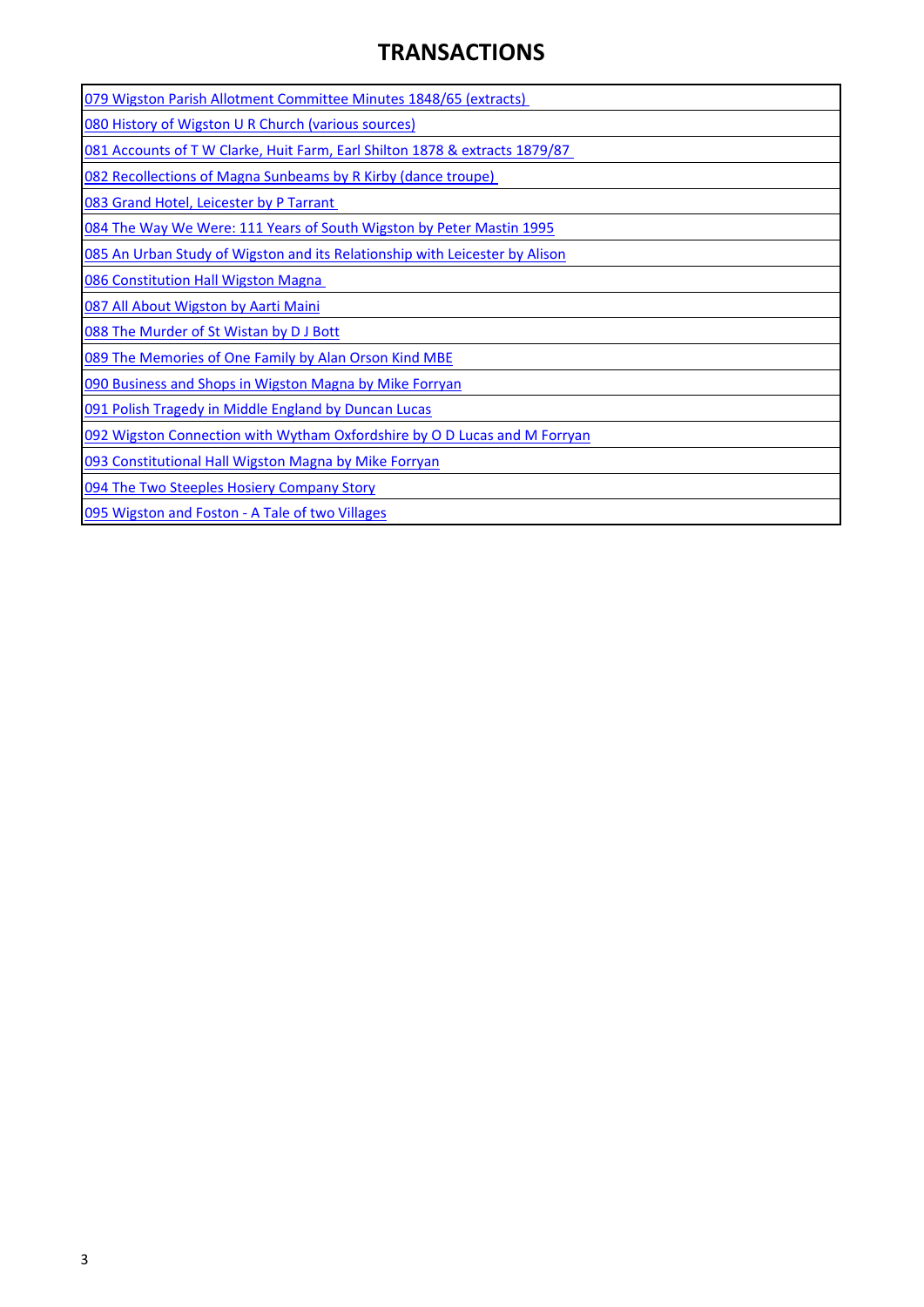# TRANSACTIONS

| |
|---|
| 079 Wigston Parish Allotment Committee Minutes 1848/65 (extracts) |
| 080 History of Wigston U R Church (various sources) |
| 081 Accounts of T W Clarke, Huit Farm, Earl Shilton 1878 & extracts 1879/87 |
| 082 Recollections of Magna Sunbeams by R Kirby (dance troupe) |
| 083 Grand Hotel, Leicester by P Tarrant |
| 084 The Way We Were: 111 Years of South Wigston by Peter Mastin 1995 |
| 085 An Urban Study of Wigston and its Relationship with Leicester by Alison |
| 086 Constitution Hall Wigston Magna |
| 087 All About Wigston by Aarti Maini |
| 088 The Murder of St Wistan by D J Bott |
| 089 The Memories of One Family by Alan Orson Kind MBE |
| 090 Business and Shops in Wigston Magna by Mike Forryan |
| 091 Polish Tragedy in Middle England by Duncan Lucas |
| 092 Wigston Connection with Wytham Oxfordshire by O D Lucas and M Forryan |
| 093 Constitutional Hall Wigston Magna by Mike Forryan |
| 094 The Two Steeples Hosiery Company Story |
| 095 Wigston and Foston - A Tale of two Villages |